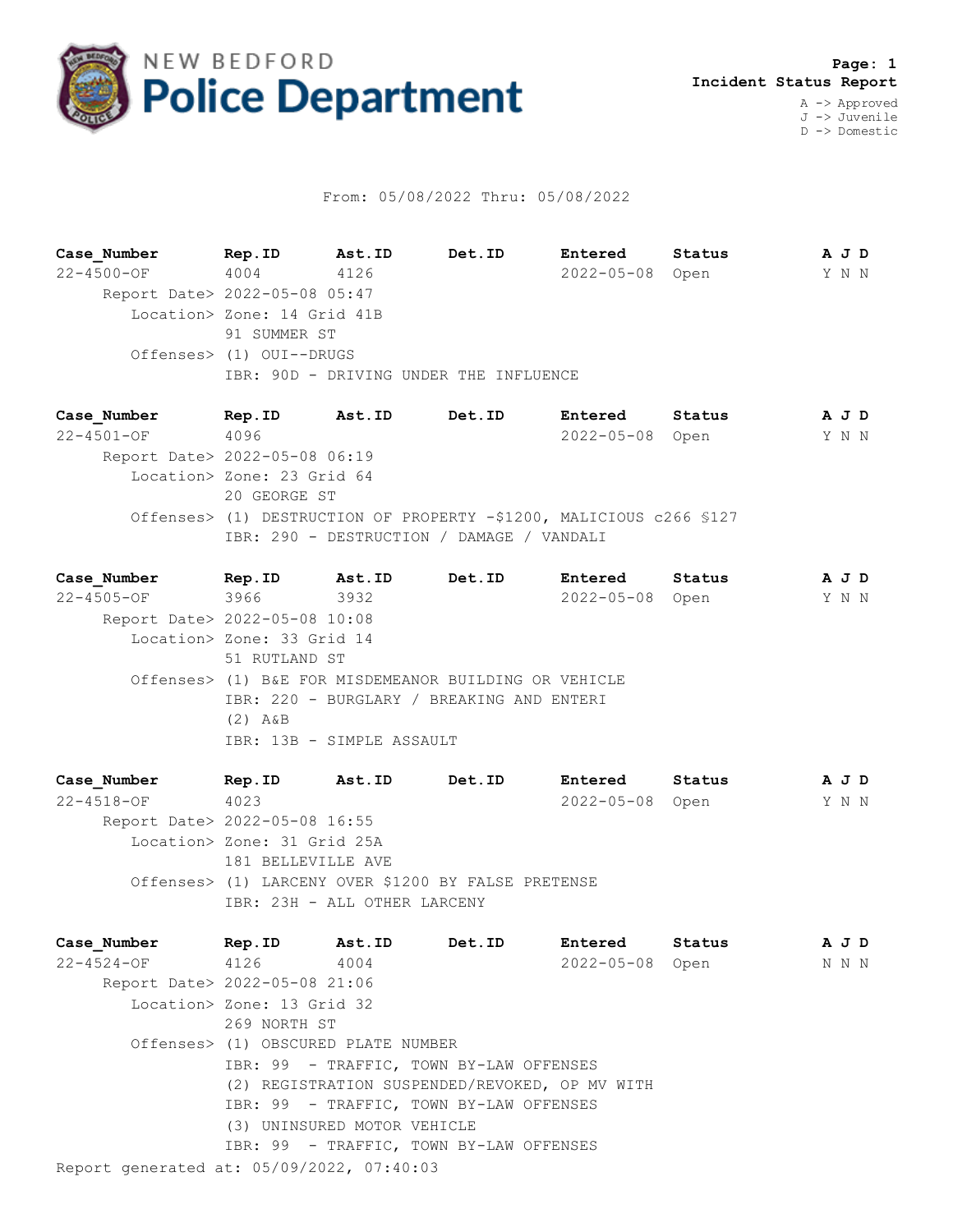# NEW BEDFORD Police Department

**Incident Status Report**

A -> Approved
J -> Juvenile
D -> Domestic

From: 05/08/2022 Thru: 05/08/2022

| Case_Number | Rep.ID | Ast.ID | Det.ID | Entered | Status | A J D |
|---|---|---|---|---|---|---|
| 22-4500-OF | 4004 | 4126 | | 2022-05-08 | Open | Y N N |

Report Date> 2022-05-08 05:47
Location> Zone: 14 Grid 41B
91 SUMMER ST
Offenses> (1) OUI--DRUGS
IBR: 90D - DRIVING UNDER THE INFLUENCE

| Case_Number | Rep.ID | Ast.ID | Det.ID | Entered | Status | A J D |
|---|---|---|---|---|---|---|
| 22-4501-OF | 4096 | | | 2022-05-08 | Open | Y N N |

Report Date> 2022-05-08 06:19
Location> Zone: 23 Grid 64
20 GEORGE ST
Offenses> (1) DESTRUCTION OF PROPERTY -$1200, MALICIOUS c266 §127
IBR: 290 - DESTRUCTION / DAMAGE / VANDALI

| Case_Number | Rep.ID | Ast.ID | Det.ID | Entered | Status | A J D |
|---|---|---|---|---|---|---|
| 22-4505-OF | 3966 | 3932 | | 2022-05-08 | Open | Y N N |

Report Date> 2022-05-08 10:08
Location> Zone: 33 Grid 14
51 RUTLAND ST
Offenses> (1) B&E FOR MISDEMEANOR BUILDING OR VEHICLE
IBR: 220 - BURGLARY / BREAKING AND ENTERI
(2) A&B
IBR: 13B - SIMPLE ASSAULT

| Case_Number | Rep.ID | Ast.ID | Det.ID | Entered | Status | A J D |
|---|---|---|---|---|---|---|
| 22-4518-OF | 4023 | | | 2022-05-08 | Open | Y N N |

Report Date> 2022-05-08 16:55
Location> Zone: 31 Grid 25A
181 BELLEVILLE AVE
Offenses> (1) LARCENY OVER $1200 BY FALSE PRETENSE
IBR: 23H - ALL OTHER LARCENY

| Case_Number | Rep.ID | Ast.ID | Det.ID | Entered | Status | A J D |
|---|---|---|---|---|---|---|
| 22-4524-OF | 4126 | 4004 | | 2022-05-08 | Open | N N N |

Report Date> 2022-05-08 21:06
Location> Zone: 13 Grid 32
269 NORTH ST
Offenses> (1) OBSCURED PLATE NUMBER
IBR: 99 - TRAFFIC, TOWN BY-LAW OFFENSES
(2) REGISTRATION SUSPENDED/REVOKED, OP MV WITH
IBR: 99 - TRAFFIC, TOWN BY-LAW OFFENSES
(3) UNINSURED MOTOR VEHICLE
IBR: 99 - TRAFFIC, TOWN BY-LAW OFFENSES

Report generated at: 05/09/2022, 07:40:03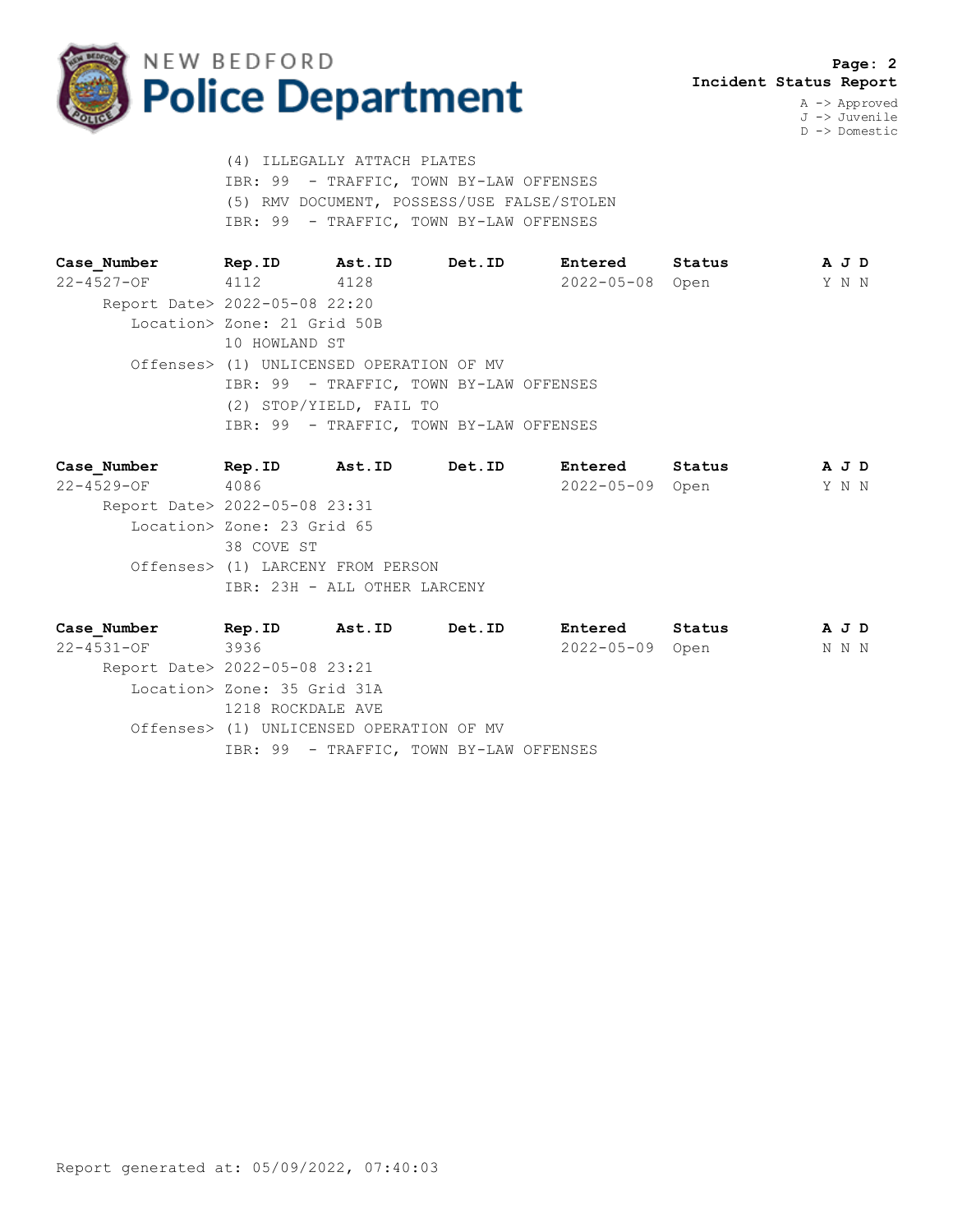**NEW BEDFORD Police Department**

**Incident Status Report**

A -> Approved
J -> Juvenile
D -> Domestic

(4) ILLEGALLY ATTACH PLATES
IBR: 99 - TRAFFIC, TOWN BY-LAW OFFENSES
(5) RMV DOCUMENT, POSSESS/USE FALSE/STOLEN
IBR: 99 - TRAFFIC, TOWN BY-LAW OFFENSES

| **Case_Number** | **Rep.ID** | **Ast.ID** | **Det.ID** | **Entered** | **Status** | **A J D** |
|---|---|---|---|---|---|---|
| 22-4527-OF | 4112 | 4128 | | 2022-05-08 | Open | Y N N |

Report Date> 2022-05-08 22:20
Location> Zone: 21 Grid 50B
10 HOWLAND ST
Offenses> (1) UNLICENSED OPERATION OF MV
IBR: 99 - TRAFFIC, TOWN BY-LAW OFFENSES
(2) STOP/YIELD, FAIL TO
IBR: 99 - TRAFFIC, TOWN BY-LAW OFFENSES

| **Case_Number** | **Rep.ID** | **Ast.ID** | **Det.ID** | **Entered** | **Status** | **A J D** |
|---|---|---|---|---|---|---|
| 22-4529-OF | 4086 | | | 2022-05-09 | Open | Y N N |

Report Date> 2022-05-08 23:31
Location> Zone: 23 Grid 65
38 COVE ST
Offenses> (1) LARCENY FROM PERSON
IBR: 23H - ALL OTHER LARCENY

| **Case_Number** | **Rep.ID** | **Ast.ID** | **Det.ID** | **Entered** | **Status** | **A J D** |
|---|---|---|---|---|---|---|
| 22-4531-OF | 3936 | | | 2022-05-09 | Open | N N N |

Report Date> 2022-05-08 23:21
Location> Zone: 35 Grid 31A
1218 ROCKDALE AVE
Offenses> (1) UNLICENSED OPERATION OF MV
IBR: 99 - TRAFFIC, TOWN BY-LAW OFFENSES

Report generated at: 05/09/2022, 07:40:03